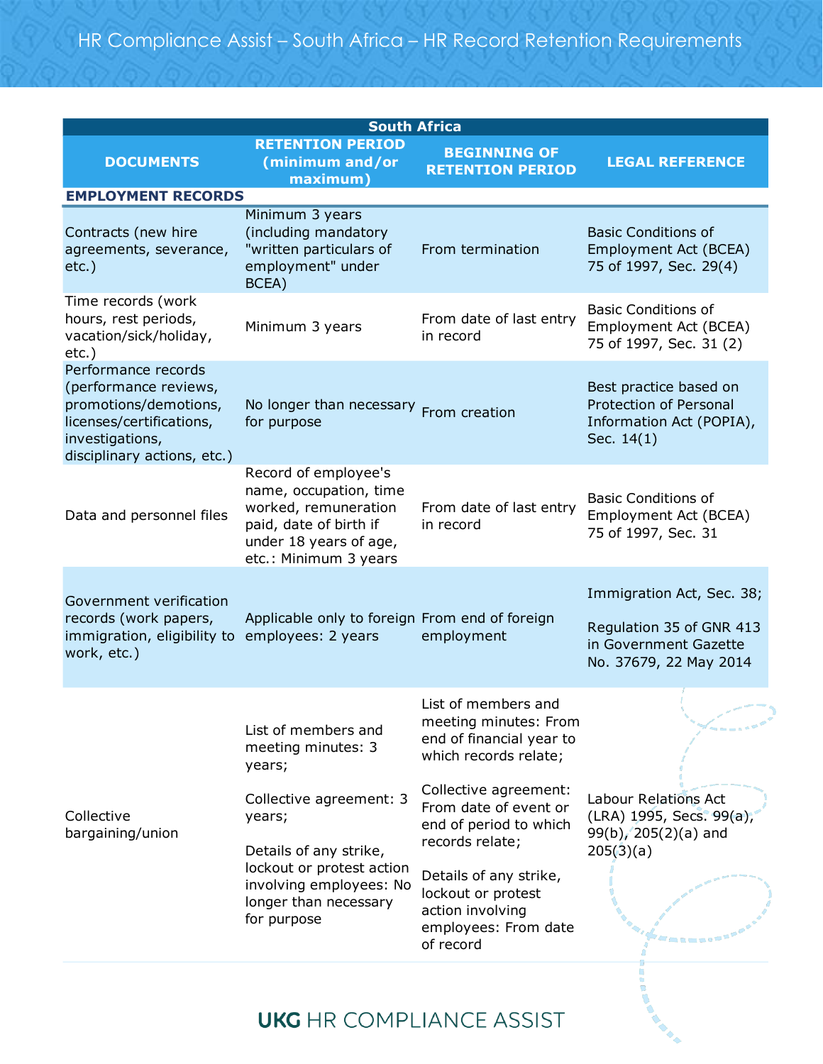# HR Compliance Assist – South Africa – HR Record Retention Requirements

| South Africa | | | |
|---|---|---|---|
| **DOCUMENTS** | **RETENTION PERIOD (minimum and/or maximum)** | **BEGINNING OF RETENTION PERIOD** | **LEGAL REFERENCE** |
| **EMPLOYMENT RECORDS** | | | |
| Contracts (new hire agreements, severance, etc.) | Minimum 3 years (including mandatory "written particulars of employment" under BCEA) | From termination | Basic Conditions of Employment Act (BCEA) 75 of 1997, Sec. 29(4) |
| Time records (work hours, rest periods, vacation/sick/holiday, etc.) | Minimum 3 years | From date of last entry in record | Basic Conditions of Employment Act (BCEA) 75 of 1997, Sec. 31 (2) |
| Performance records (performance reviews, promotions/demotions, licenses/certifications, investigations, disciplinary actions, etc.) | No longer than necessary for purpose | From creation | Best practice based on Protection of Personal Information Act (POPIA), Sec. 14(1) |
| Data and personnel files | Record of employee's name, occupation, time worked, remuneration paid, date of birth if under 18 years of age, etc.: Minimum 3 years | From date of last entry in record | Basic Conditions of Employment Act (BCEA) 75 of 1997, Sec. 31 |
| Government verification records (work papers, immigration, eligibility to work, etc.) | Applicable only to foreign employees: 2 years | From end of foreign employment | Immigration Act, Sec. 38;<br><br>Regulation 35 of GNR 413 in Government Gazette No. 37679, 22 May 2014 |
| Collective bargaining/union | List of members and meeting minutes: 3 years;<br><br>Collective agreement: 3 years;<br><br>Details of any strike, lockout or protest action involving employees: No longer than necessary for purpose | List of members and meeting minutes: From end of financial year to which records relate;<br><br>Collective agreement: From date of event or end of period to which records relate;<br><br>Details of any strike, lockout or protest action involving employees: From date of record | Labour Relations Act (LRA) 1995, Secs. 99(a), 99(b), 205(2)(a) and 205(3)(a) |

UKG HR COMPLIANCE ASSIST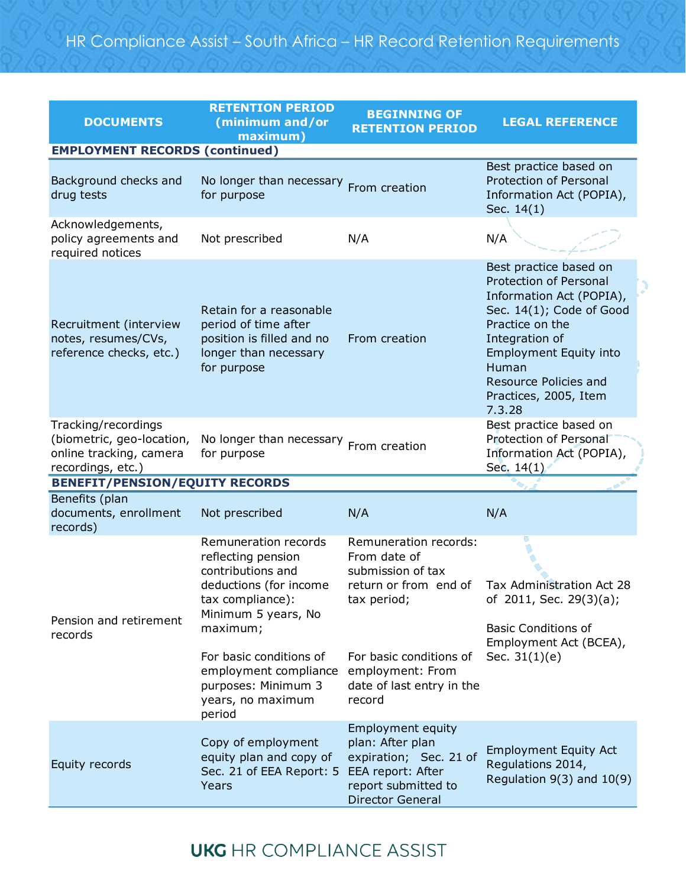| DOCUMENTS | RETENTION PERIOD (minimum and/or maximum) | BEGINNING OF RETENTION PERIOD | LEGAL REFERENCE |
|---|---|---|---|
| **EMPLOYMENT RECORDS (continued)** | | | |
| Background checks and drug tests | No longer than necessary for purpose | From creation | Best practice based on Protection of Personal Information Act (POPIA), Sec. 14(1) |
| Acknowledgements, policy agreements and required notices | Not prescribed | N/A | N/A |
| Recruitment (interview notes, resumes/CVs, reference checks, etc.) | Retain for a reasonable period of time after position is filled and no longer than necessary for purpose | From creation | Best practice based on Protection of Personal Information Act (POPIA), Sec. 14(1); Code of Good Practice on the Integration of Employment Equity into Human Resource Policies and Practices, 2005, Item 7.3.28 |
| Tracking/recordings (biometric, geo-location, online tracking, camera recordings, etc.) | No longer than necessary for purpose | From creation | Best practice based on Protection of Personal Information Act (POPIA), Sec. 14(1) |
| **BENEFIT/PENSION/EQUITY RECORDS** | | | |
| Benefits (plan documents, enrollment records) | Not prescribed | N/A | N/A |
| Pension and retirement records | Remuneration records reflecting pension contributions and deductions (for income tax compliance): Minimum 5 years, No maximum; For basic conditions of employment compliance purposes: Minimum 3 years, no maximum period | Remuneration records: From date of submission of tax return or from end of tax period; For basic conditions of employment: From date of last entry in the record | Tax Administration Act 28 of 2011, Sec. 29(3)(a); Basic Conditions of Employment Act (BCEA), Sec. 31(1)(e) |
| Equity records | Copy of employment equity plan and copy of Sec. 21 of EEA Report: 5 Years | Employment equity plan: After plan expiration; Sec. 21 of EEA report: After report submitted to Director General | Employment Equity Act Regulations 2014, Regulation 9(3) and 10(9) |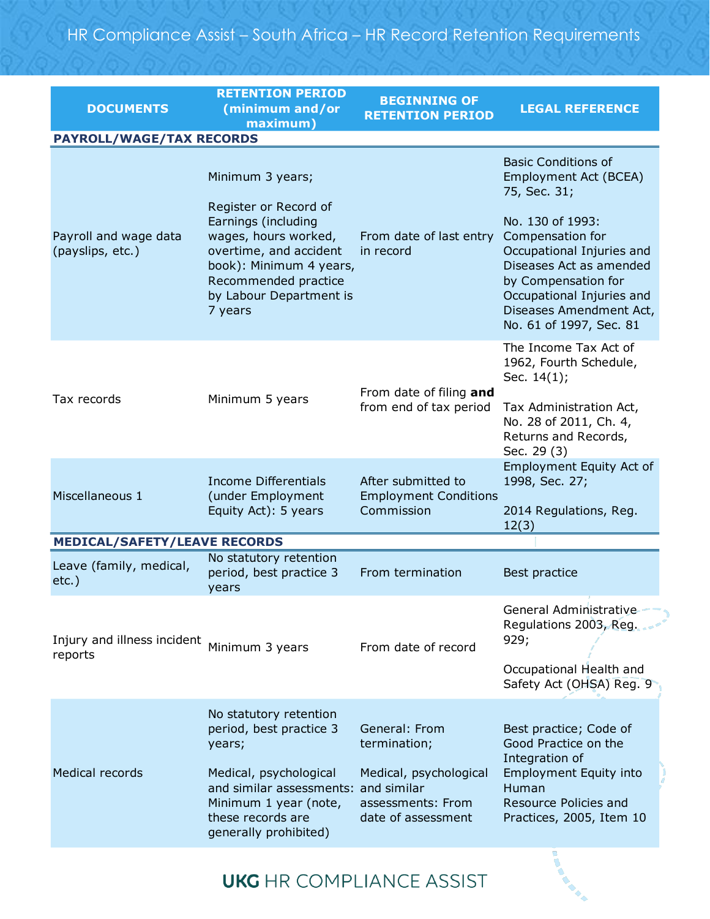# HR Compliance Assist – South Africa – HR Record Retention Requirements

| DOCUMENTS | RETENTION PERIOD (minimum and/or maximum) | BEGINNING OF RETENTION PERIOD | LEGAL REFERENCE |
|---|---|---|---|
| **PAYROLL/WAGE/TAX RECORDS** | | | |
| Payroll and wage data (payslips, etc.) | Minimum 3 years; Register or Record of Earnings (including wages, hours worked, overtime, and accident book): Minimum 4 years, Recommended practice by Labour Department is 7 years | From date of last entry in record | Basic Conditions of Employment Act (BCEA) 75, Sec. 31; No. 130 of 1993: Compensation for Occupational Injuries and Diseases Act as amended by Compensation for Occupational Injuries and Diseases Amendment Act, No. 61 of 1997, Sec. 81 |
| Tax records | Minimum 5 years | From date of filing **and** from end of tax period | The Income Tax Act of 1962, Fourth Schedule, Sec. 14(1); Tax Administration Act, No. 28 of 2011, Ch. 4, Returns and Records, Sec. 29 (3) |
| Miscellaneous 1 | Income Differentials (under Employment Equity Act): 5 years | After submitted to Employment Conditions Commission | Employment Equity Act of 1998, Sec. 27; 2014 Regulations, Reg. 12(3) |
| **MEDICAL/SAFETY/LEAVE RECORDS** | | | |
| Leave (family, medical, etc.) | No statutory retention period, best practice 3 years | From termination | Best practice |
| Injury and illness incident reports | Minimum 3 years | From date of record | General Administrative Regulations 2003, Reg. 929; Occupational Health and Safety Act (OHSA) Reg. 9 |
| Medical records | No statutory retention period, best practice 3 years; Medical, psychological and similar assessments: Minimum 1 year (note, these records are generally prohibited) | General: From termination; Medical, psychological and similar assessments: From date of assessment | Best practice; Code of Good Practice on the Integration of Employment Equity into Human Resource Policies and Practices, 2005, Item 10 |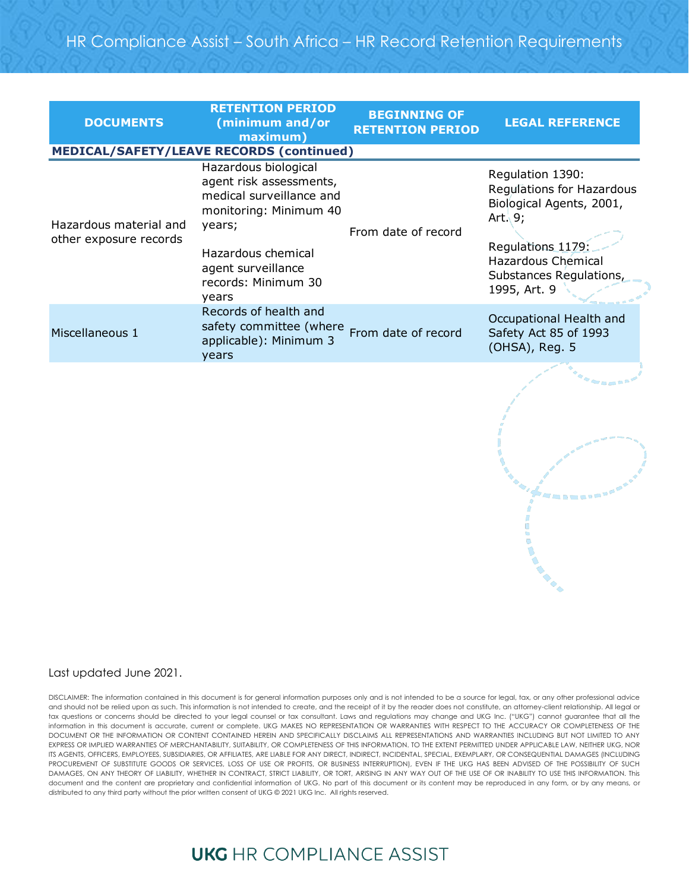| DOCUMENTS | RETENTION PERIOD (minimum and/or maximum) | BEGINNING OF RETENTION PERIOD | LEGAL REFERENCE |
|---|---|---|---|
| **MEDICAL/SAFETY/LEAVE RECORDS (continued)** | | | |
| Hazardous material and other exposure records | Hazardous biological agent risk assessments, medical surveillance and monitoring: Minimum 40 years;<br><br>Hazardous chemical agent surveillance records: Minimum 30 years | From date of record | Regulation 1390: Regulations for Hazardous Biological Agents, 2001, Art. 9;<br><br>Regulations 1179: Hazardous Chemical Substances Regulations, 1995, Art. 9 |
| Miscellaneous 1 | Records of health and safety committee (where applicable): Minimum 3 years | From date of record | Occupational Health and Safety Act 85 of 1993 (OHSA), Reg. 5 |

Last updated June 2021.

DISCLAIMER: The information contained in this document is for general information purposes only and is not intended to be a source for legal, tax, or any other professional advice and should not be relied upon as such. This information is not intended to create, and the receipt of it by the reader does not constitute, an attorney-client relationship. All legal or tax questions or concerns should be directed to your legal counsel or tax consultant. Laws and regulations may change and UKG Inc. ("UKG") cannot guarantee that all the information in this document is accurate, current or complete. UKG MAKES NO REPRESENTATION OR WARRANTIES WITH RESPECT TO THE ACCURACY OR COMPLETENESS OF THE DOCUMENT OR THE INFORMATION OR CONTENT CONTAINED HEREIN AND SPECIFICALLY DISCLAIMS ALL REPRESENTATIONS AND WARRANTIES INCLUDING BUT NOT LIMITED TO ANY EXPRESS OR IMPLIED WARRANTIES OF MERCHANTABILITY, SUITABILITY, OR COMPLETENESS OF THIS INFORMATION. TO THE EXTENT PERMITTED UNDER APPLICABLE LAW, NEITHER UKG, NOR ITS AGENTS, OFFICERS, EMPLOYEES, SUBSIDIARIES, OR AFFILIATES, ARE LIABLE FOR ANY DIRECT, INDIRECT, INCIDENTAL, SPECIAL, EXEMPLARY, OR CONSEQUENTIAL DAMAGES (INCLUDING PROCUREMENT OF SUBSTITUTE GOODS OR SERVICES, LOSS OF USE OR PROFITS, OR BUSINESS INTERRUPTION), EVEN IF THE UKG HAS BEEN ADVISED OF THE POSSIBILITY OF SUCH DAMAGES, ON ANY THEORY OF LIABILITY, WHETHER IN CONTRACT, STRICT LIABILITY, OR TORT, ARISING IN ANY WAY OUT OF THE USE OF OR INABILITY TO USE THIS INFORMATION. This document and the content are proprietary and confidential information of UKG. No part of this document or its content may be reproduced in any form, or by any means, or distributed to any third party without the prior written consent of UKG © 2021 UKG Inc. All rights reserved.

**UKG** HR COMPLIANCE ASSIST